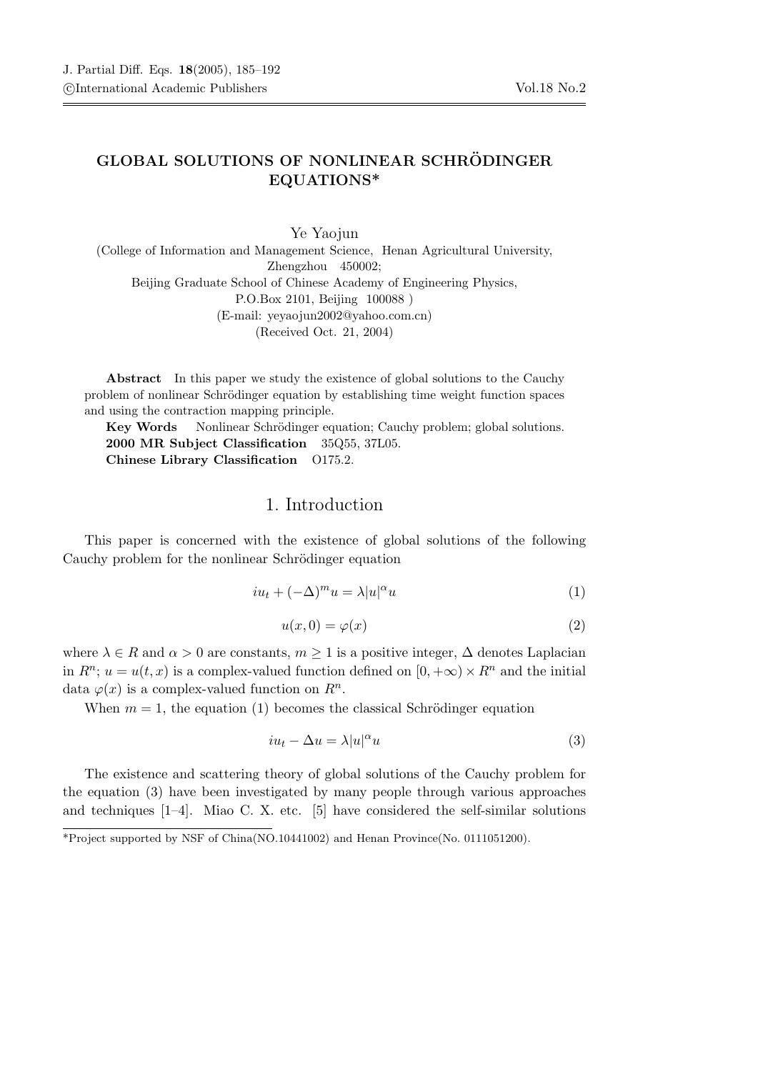# GLOBAL SOLUTIONS OF NONLINEAR SCHRÖDINGER EQUATIONS*

Ye Yaojun

(College of Information and Management Science, Henan Agricultural University, Zhengzhou 450002;
Beijing Graduate School of Chinese Academy of Engineering Physics, P.O.Box 2101, Beijing 100088 )
(E-mail: yeyaojun2002@yahoo.com.cn)
(Received Oct. 21, 2004)

**Abstract** In this paper we study the existence of global solutions to the Cauchy problem of nonlinear Schrödinger equation by establishing time weight function spaces and using the contraction mapping principle.

**Key Words** Nonlinear Schrödinger equation; Cauchy problem; global solutions.

**2000 MR Subject Classification** 35Q55, 37L05.

**Chinese Library Classification** O175.2.

## 1. Introduction

This paper is concerned with the existence of global solutions of the following Cauchy problem for the nonlinear Schrödinger equation

$$iu_t + (-\Delta)^m u = \lambda |u|^\alpha u \tag{1}$$

$$u(x, 0) = \varphi(x) \tag{2}$$

where $\lambda \in R$ and $\alpha > 0$ are constants, $m \geq 1$ is a positive integer, $\Delta$ denotes Laplacian in $R^n$; $u = u(t, x)$ is a complex-valued function defined on $[0, +\infty) \times R^n$ and the initial data $\varphi(x)$ is a complex-valued function on $R^n$.

When $m = 1$, the equation (1) becomes the classical Schrödinger equation

$$iu_t - \Delta u = \lambda |u|^\alpha u \tag{3}$$

The existence and scattering theory of global solutions of the Cauchy problem for the equation (3) have been investigated by many people through various approaches and techniques [1–4]. Miao C. X. etc. [5] have considered the self-similar solutions

*Project supported by NSF of China(NO.10441002) and Henan Province(No. 0111051200).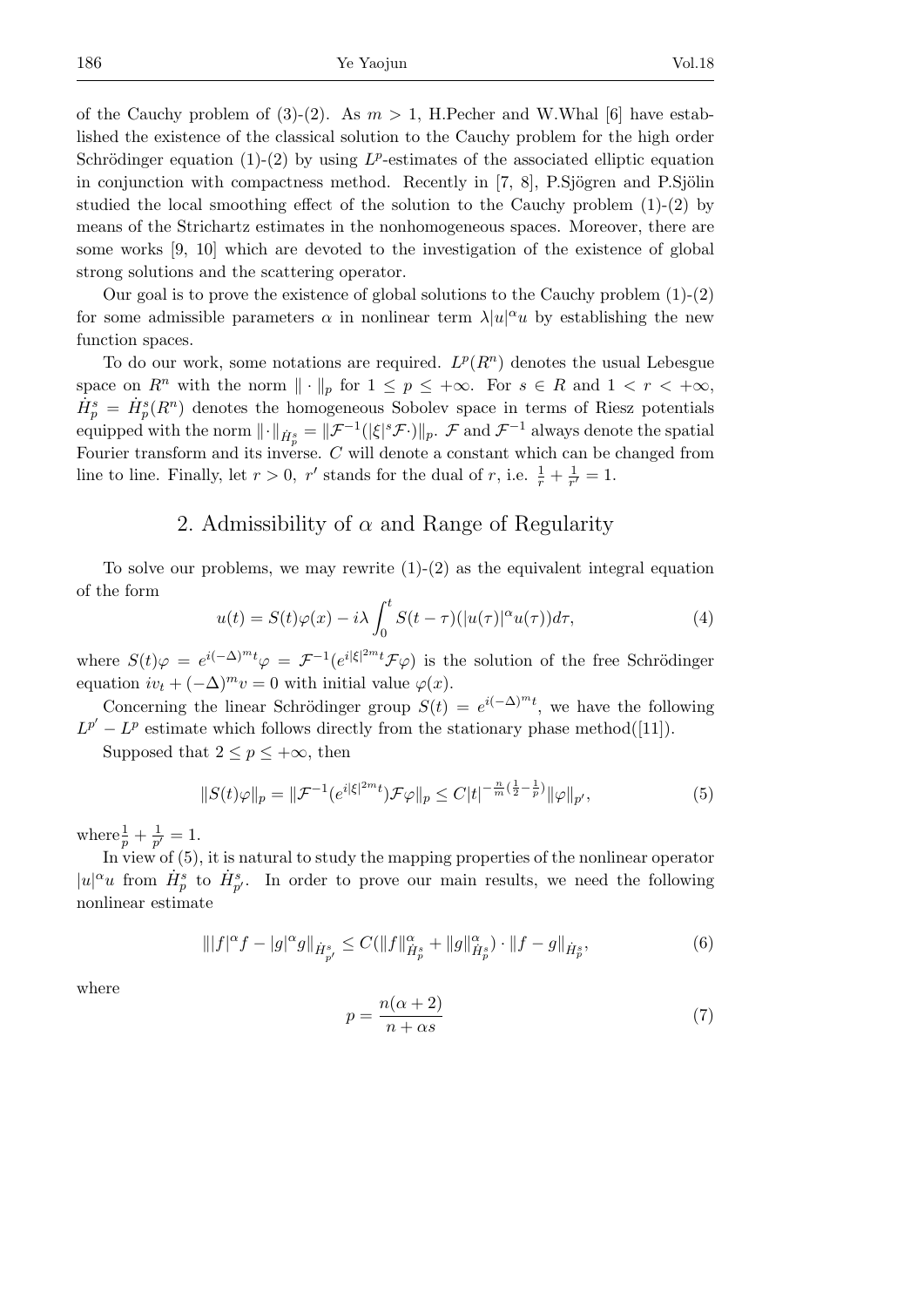of the Cauchy problem of (3)-(2). As $m > 1$, H.Pecher and W.Whal [6] have established the existence of the classical solution to the Cauchy problem for the high order Schrödinger equation (1)-(2) by using $L^p$-estimates of the associated elliptic equation in conjunction with compactness method. Recently in [7, 8], P.Sjögren and P.Sjölin studied the local smoothing effect of the solution to the Cauchy problem (1)-(2) by means of the Strichartz estimates in the nonhomogeneous spaces. Moreover, there are some works [9, 10] which are devoted to the investigation of the existence of global strong solutions and the scattering operator.

Our goal is to prove the existence of global solutions to the Cauchy problem (1)-(2) for some admissible parameters $\alpha$ in nonlinear term $\lambda|u|^\alpha u$ by establishing the new function spaces.

To do our work, some notations are required. $L^p(R^n)$ denotes the usual Lebesgue space on $R^n$ with the norm $\|\cdot\|_p$ for $1 \le p \le +\infty$. For $s \in R$ and $1 < r < +\infty$, $\dot{H}^s_p = \dot{H}^s_p(R^n)$ denotes the homogeneous Sobolev space in terms of Riesz potentials equipped with the norm $\|\cdot\|_{\dot{H}^s_p} = \|\mathcal{F}^{-1}(|\xi|^s\mathcal{F}\cdot)\|_p$. $\mathcal{F}$ and $\mathcal{F}^{-1}$ always denote the spatial Fourier transform and its inverse. $C$ will denote a constant which can be changed from line to line. Finally, let $r > 0$, $r'$ stands for the dual of $r$, i.e. $\frac{1}{r} + \frac{1}{r'} = 1$.

## 2. Admissibility of $\alpha$ and Range of Regularity

To solve our problems, we may rewrite (1)-(2) as the equivalent integral equation of the form

$$u(t) = S(t)\varphi(x) - i\lambda\int_0^t S(t-\tau)(|u(\tau)|^\alpha u(\tau))d\tau, \tag{4}$$

where $S(t)\varphi = e^{i(-\Delta)^m t}\varphi = \mathcal{F}^{-1}(e^{i|\xi|^{2m}t}\mathcal{F}\varphi)$ is the solution of the free Schrödinger equation $iv_t + (-\Delta)^m v = 0$ with initial value $\varphi(x)$.

Concerning the linear Schrödinger group $S(t) = e^{i(-\Delta)^m t}$, we have the following $L^{p'} - L^p$ estimate which follows directly from the stationary phase method([11]).

Supposed that $2 \le p \le +\infty$, then

$$\|S(t)\varphi\|_p = \|\mathcal{F}^{-1}(e^{i|\xi|^{2m}t})\mathcal{F}\varphi\|_p \le C|t|^{-\frac{n}{m}(\frac{1}{2}-\frac{1}{p})}\|\varphi\|_{p'}, \tag{5}$$

where $\frac{1}{p} + \frac{1}{p'} = 1$.

In view of (5), it is natural to study the mapping properties of the nonlinear operator $|u|^\alpha u$ from $\dot{H}^s_p$ to $\dot{H}^s_{p'}$. In order to prove our main results, we need the following nonlinear estimate

$$\||f|^\alpha f - |g|^\alpha g\|_{\dot{H}^s_{p'}} \le C(\|f\|^\alpha_{\dot{H}^s_p} + \|g\|^\alpha_{\dot{H}^s_p}) \cdot \|f-g\|_{\dot{H}^s_p}, \tag{6}$$

where

$$p = \frac{n(\alpha+2)}{n+\alpha s} \tag{7}$$